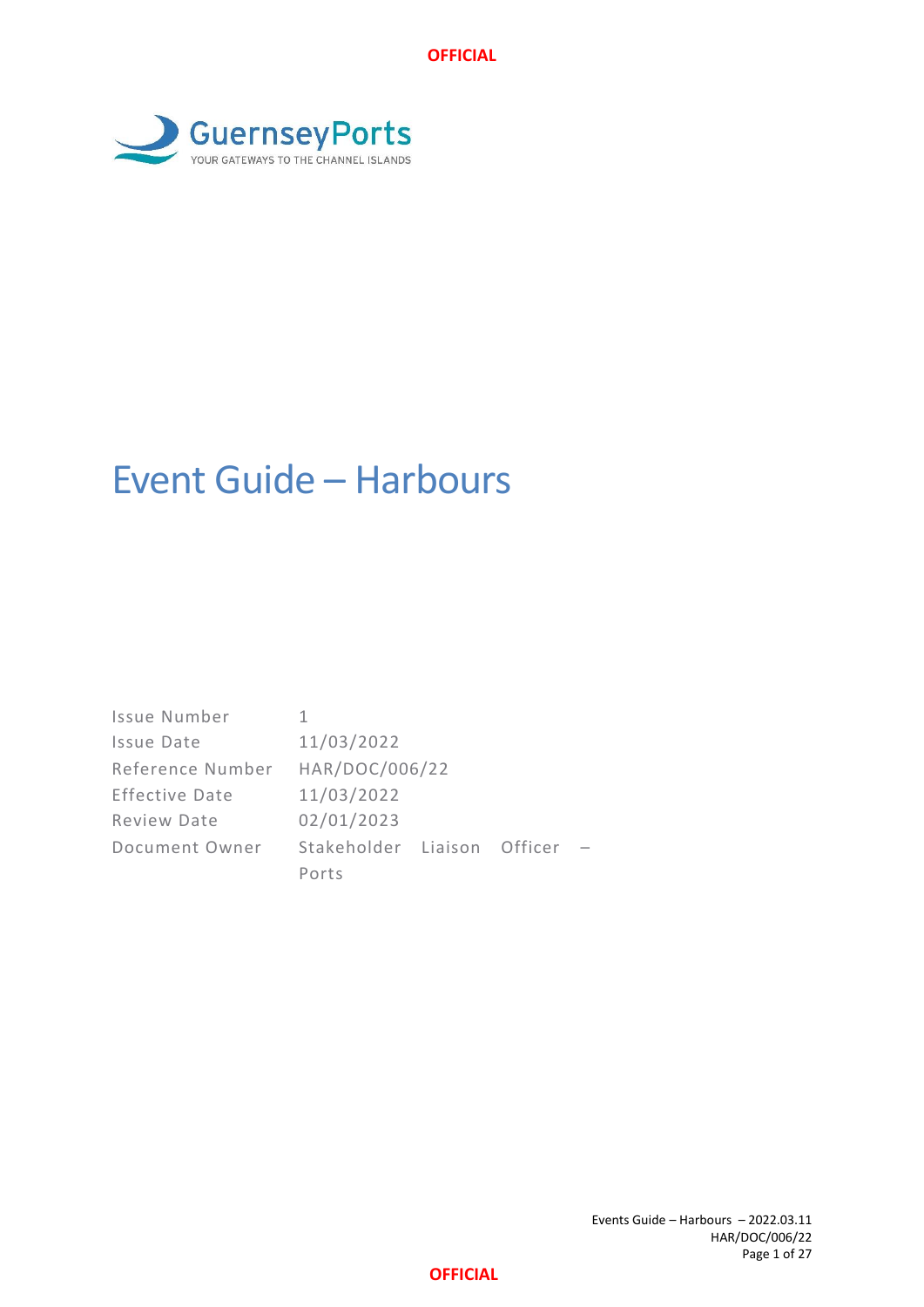OFFICIAL

GuernseyPorts
YOUR GATEWAYS TO THE CHANNEL ISLANDS

# Event Guide – Harbours

| | |
|---|---|
| Issue Number | 1 |
| Issue Date | 11/03/2022 |
| Reference Number | HAR/DOC/006/22 |
| Effective Date | 11/03/2022 |
| Review Date | 02/01/2023 |
| Document Owner | Stakeholder Liaison Officer – Ports |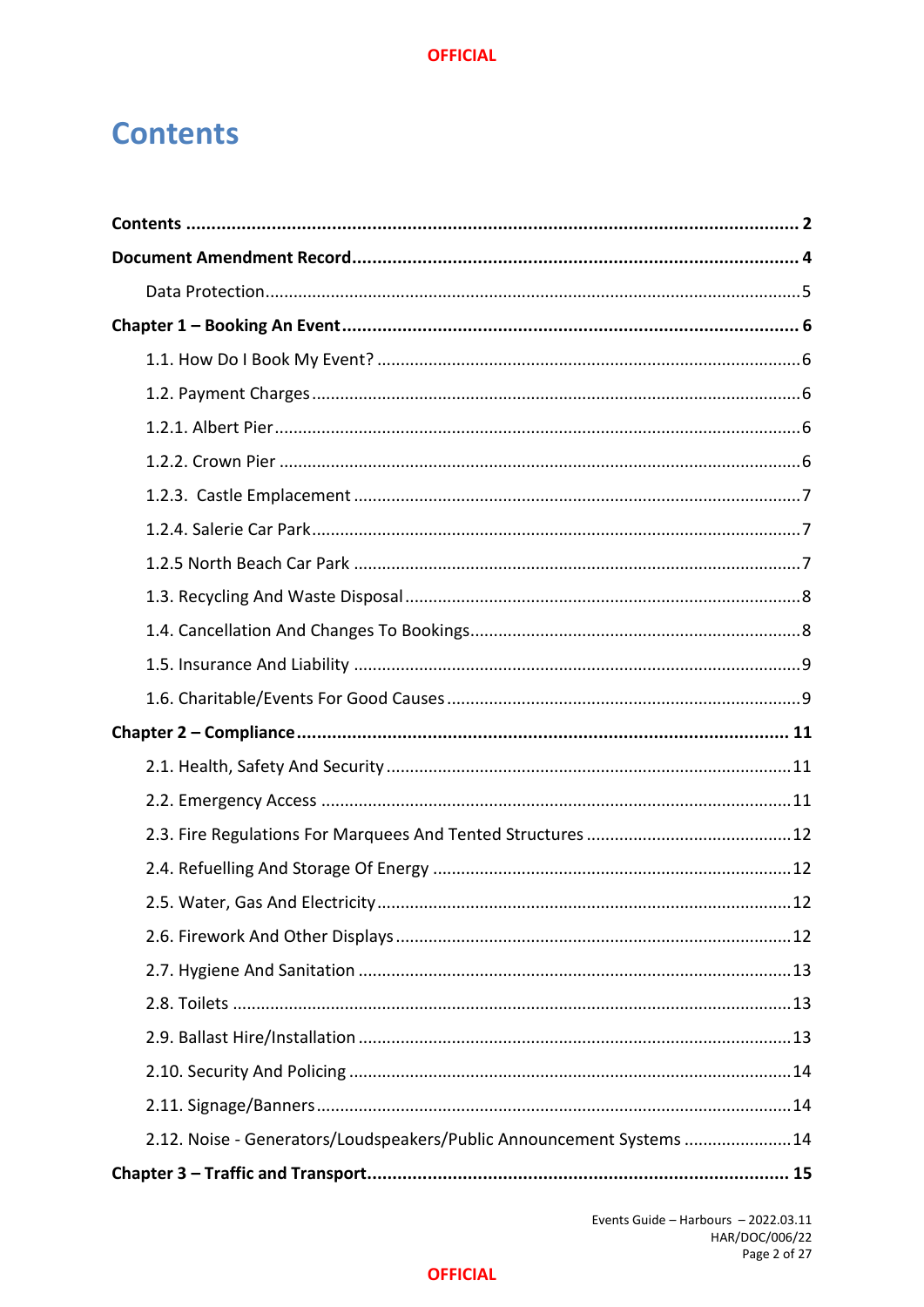# Contents

**Contents** .......... **2**

**Document Amendment Record** .......... **4**

- Data Protection .......... 5

**Chapter 1 – Booking An Event** .......... **6**

- 1.1. How Do I Book My Event? .......... 6
- 1.2. Payment Charges .......... 6
- 1.2.1. Albert Pier .......... 6
- 1.2.2. Crown Pier .......... 6
- 1.2.3. Castle Emplacement .......... 7
- 1.2.4. Salerie Car Park .......... 7
- 1.2.5 North Beach Car Park .......... 7
- 1.3. Recycling And Waste Disposal .......... 8
- 1.4. Cancellation And Changes To Bookings .......... 8
- 1.5. Insurance And Liability .......... 9
- 1.6. Charitable/Events For Good Causes .......... 9

**Chapter 2 – Compliance** .......... **11**

- 2.1. Health, Safety And Security .......... 11
- 2.2. Emergency Access .......... 11
- 2.3. Fire Regulations For Marquees And Tented Structures .......... 12
- 2.4. Refuelling And Storage Of Energy .......... 12
- 2.5. Water, Gas And Electricity .......... 12
- 2.6. Firework And Other Displays .......... 12
- 2.7. Hygiene And Sanitation .......... 13
- 2.8. Toilets .......... 13
- 2.9. Ballast Hire/Installation .......... 13
- 2.10. Security And Policing .......... 14
- 2.11. Signage/Banners .......... 14
- 2.12. Noise - Generators/Loudspeakers/Public Announcement Systems .......... 14

**Chapter 3 – Traffic and Transport** .......... **15**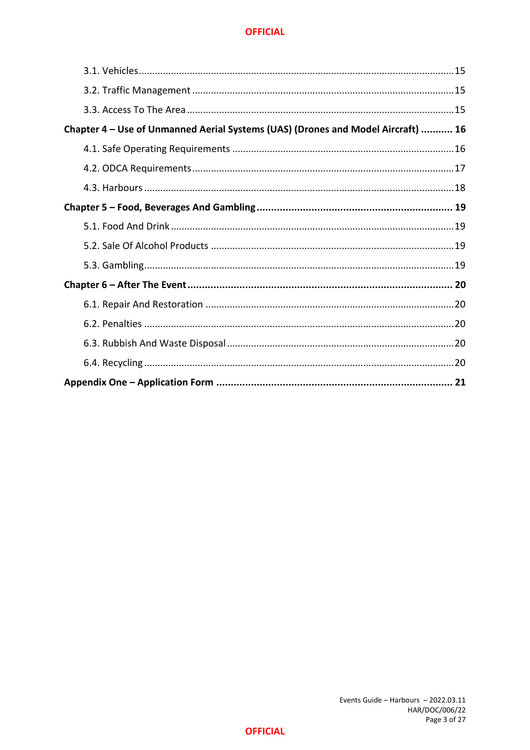3.1. Vehicles ........ 15

3.2. Traffic Management ........ 15

3.3. Access To The Area ........ 15

**Chapter 4 – Use of Unmanned Aerial Systems (UAS) (Drones and Model Aircraft) ........ 16**

4.1. Safe Operating Requirements ........ 16

4.2. ODCA Requirements ........ 17

4.3. Harbours ........ 18

**Chapter 5 – Food, Beverages And Gambling ........ 19**

5.1. Food And Drink ........ 19

5.2. Sale Of Alcohol Products ........ 19

5.3. Gambling ........ 19

**Chapter 6 – After The Event ........ 20**

6.1. Repair And Restoration ........ 20

6.2. Penalties ........ 20

6.3. Rubbish And Waste Disposal ........ 20

6.4. Recycling ........ 20

**Appendix One – Application Form ........ 21**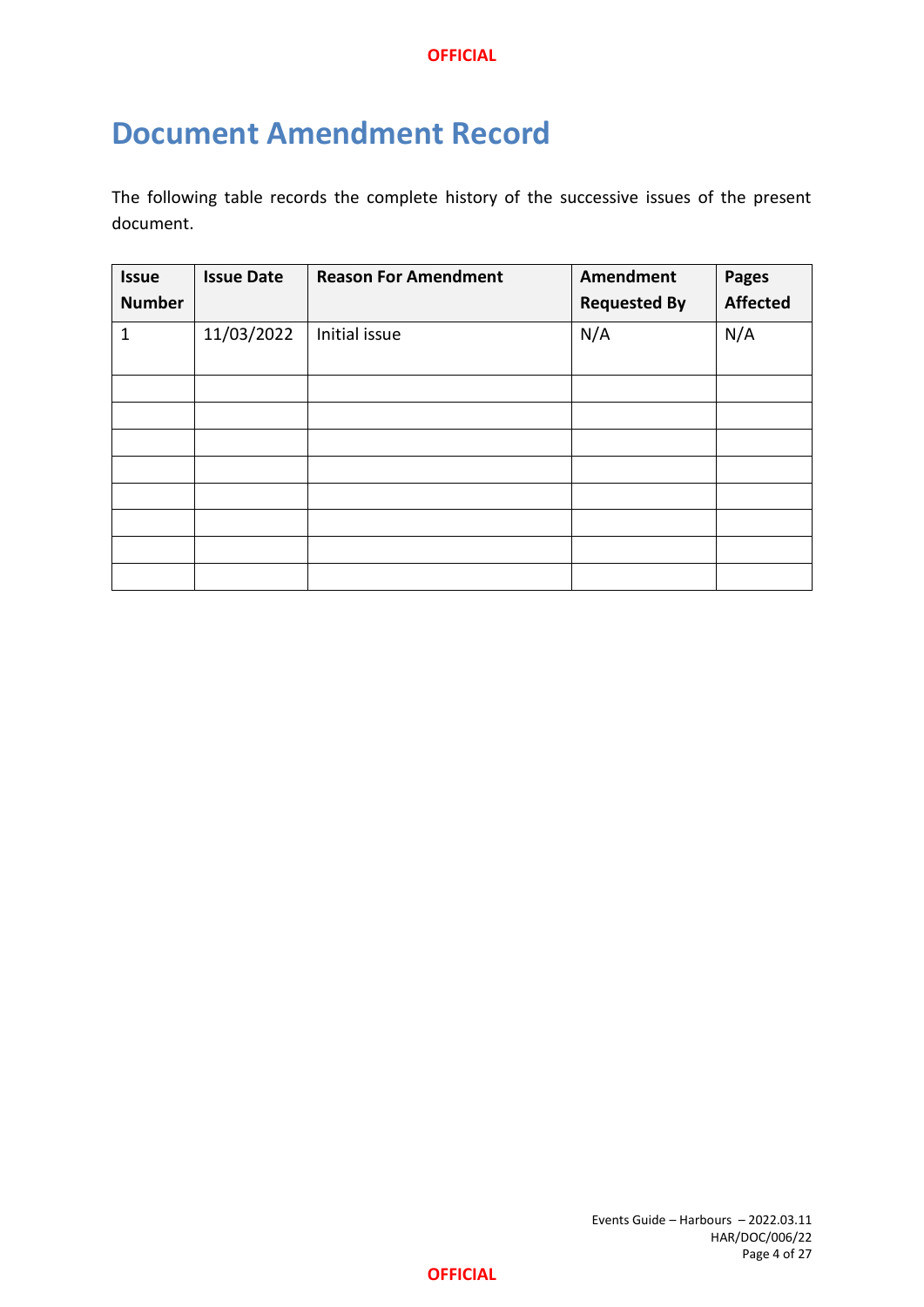# Document Amendment Record

The following table records the complete history of the successive issues of the present document.

| Issue Number | Issue Date | Reason For Amendment | Amendment Requested By | Pages Affected |
|---|---|---|---|---|
| 1 | 11/03/2022 | Initial issue | N/A | N/A |
| | | | | |
| | | | | |
| | | | | |
| | | | | |
| | | | | |
| | | | | |
| | | | | |
| | | | | |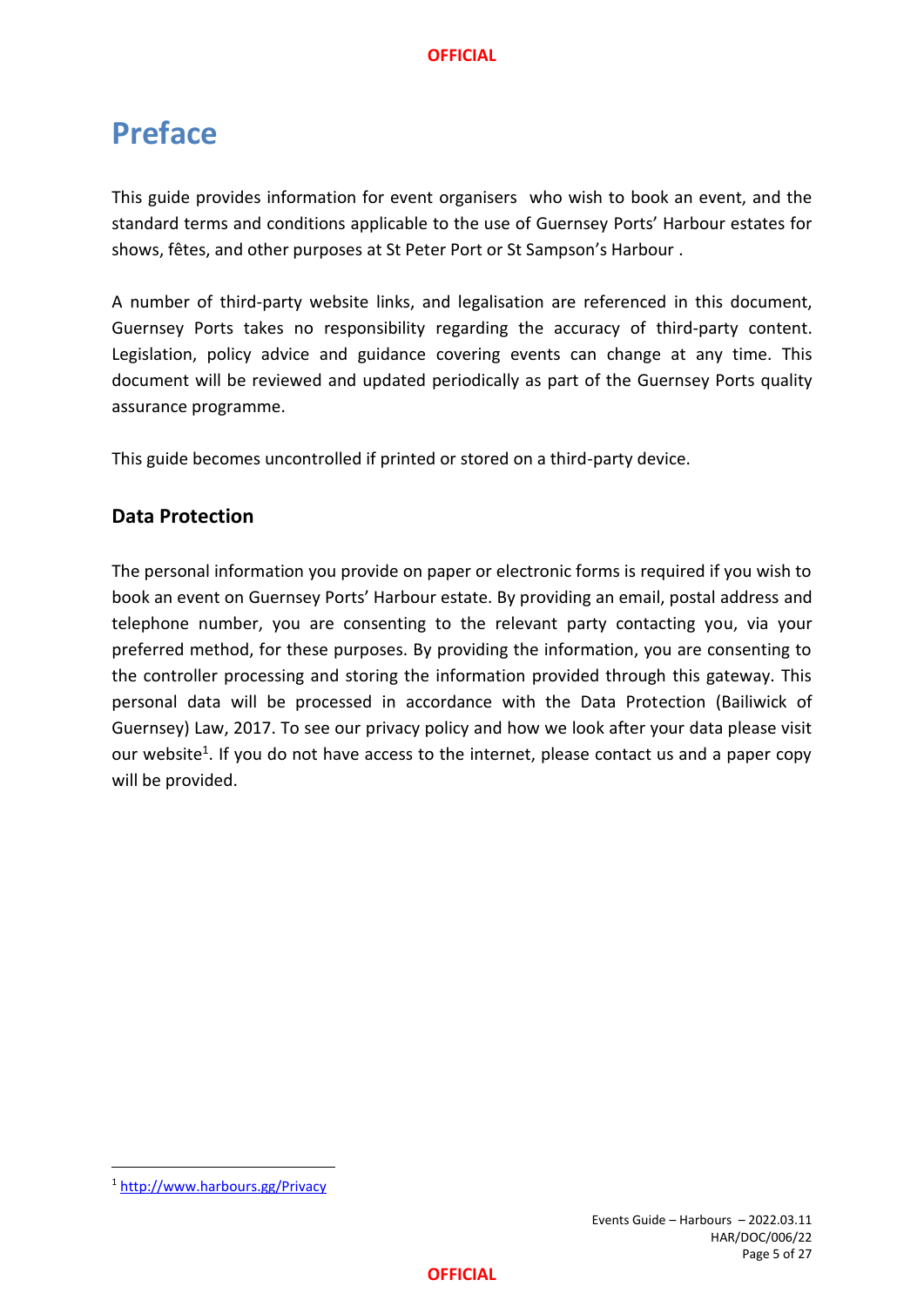# Preface

This guide provides information for event organisers who wish to book an event, and the standard terms and conditions applicable to the use of Guernsey Ports' Harbour estates for shows, fêtes, and other purposes at St Peter Port or St Sampson's Harbour .

A number of third-party website links, and legalisation are referenced in this document, Guernsey Ports takes no responsibility regarding the accuracy of third-party content. Legislation, policy advice and guidance covering events can change at any time. This document will be reviewed and updated periodically as part of the Guernsey Ports quality assurance programme.

This guide becomes uncontrolled if printed or stored on a third-party device.

## Data Protection

The personal information you provide on paper or electronic forms is required if you wish to book an event on Guernsey Ports' Harbour estate. By providing an email, postal address and telephone number, you are consenting to the relevant party contacting you, via your preferred method, for these purposes. By providing the information, you are consenting to the controller processing and storing the information provided through this gateway. This personal data will be processed in accordance with the Data Protection (Bailiwick of Guernsey) Law, 2017. To see our privacy policy and how we look after your data please visit our website[1]. If you do not have access to the internet, please contact us and a paper copy will be provided.

[1] http://www.harbours.gg/Privacy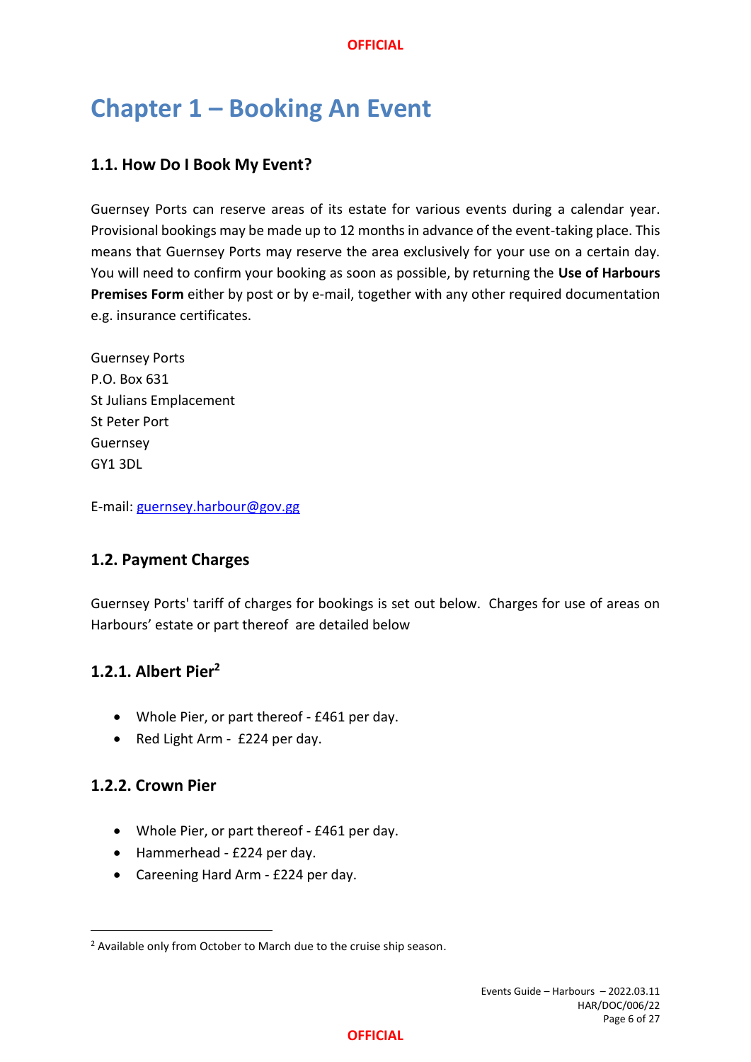# Chapter 1 – Booking An Event

## 1.1. How Do I Book My Event?

Guernsey Ports can reserve areas of its estate for various events during a calendar year. Provisional bookings may be made up to 12 months in advance of the event-taking place. This means that Guernsey Ports may reserve the area exclusively for your use on a certain day. You will need to confirm your booking as soon as possible, by returning the **Use of Harbours Premises Form** either by post or by e-mail, together with any other required documentation e.g. insurance certificates.

Guernsey Ports
P.O. Box 631
St Julians Emplacement
St Peter Port
Guernsey
GY1 3DL

E-mail: guernsey.harbour@gov.gg

## 1.2. Payment Charges

Guernsey Ports' tariff of charges for bookings is set out below. Charges for use of areas on Harbours' estate or part thereof are detailed below

### 1.2.1. Albert Pier[2]

- Whole Pier, or part thereof - £461 per day.
- Red Light Arm - £224 per day.

### 1.2.2. Crown Pier

- Whole Pier, or part thereof - £461 per day.
- Hammerhead - £224 per day.
- Careening Hard Arm - £224 per day.

[2] Available only from October to March due to the cruise ship season.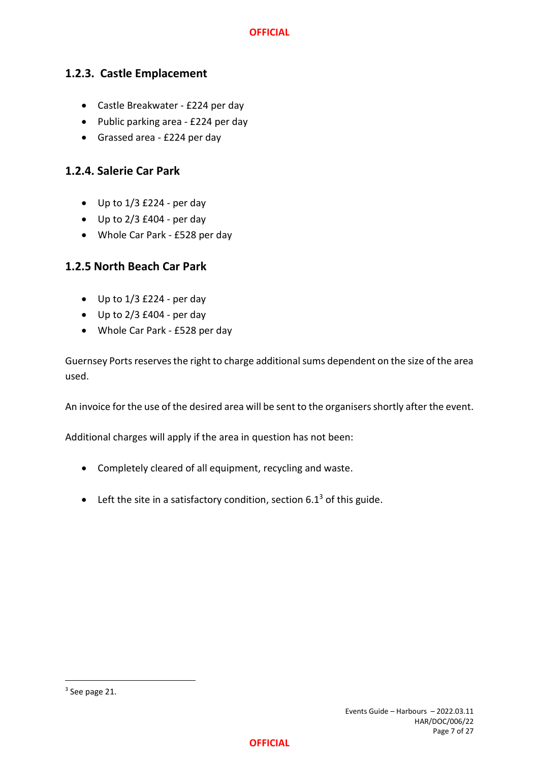### 1.2.3. Castle Emplacement

- Castle Breakwater - £224 per day
- Public parking area - £224 per day
- Grassed area - £224 per day

### 1.2.4. Salerie Car Park

- Up to 1/3 £224 - per day
- Up to 2/3 £404 - per day
- Whole Car Park - £528 per day

### 1.2.5 North Beach Car Park

- Up to 1/3 £224 - per day
- Up to 2/3 £404 - per day
- Whole Car Park - £528 per day

Guernsey Ports reserves the right to charge additional sums dependent on the size of the area used.

An invoice for the use of the desired area will be sent to the organisers shortly after the event.

Additional charges will apply if the area in question has not been:

- Completely cleared of all equipment, recycling and waste.
- Left the site in a satisfactory condition, section 6.1[3] of this guide.

[3] See page 21.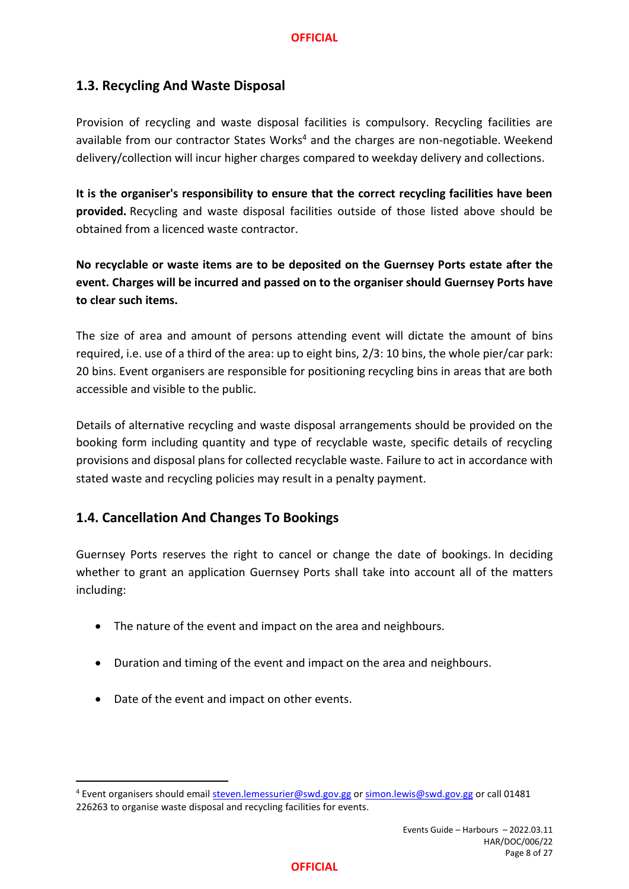## 1.3. Recycling And Waste Disposal

Provision of recycling and waste disposal facilities is compulsory. Recycling facilities are available from our contractor States Works[4] and the charges are non-negotiable. Weekend delivery/collection will incur higher charges compared to weekday delivery and collections.

**It is the organiser's responsibility to ensure that the correct recycling facilities have been provided.** Recycling and waste disposal facilities outside of those listed above should be obtained from a licenced waste contractor.

**No recyclable or waste items are to be deposited on the Guernsey Ports estate after the event. Charges will be incurred and passed on to the organiser should Guernsey Ports have to clear such items.**

The size of area and amount of persons attending event will dictate the amount of bins required, i.e. use of a third of the area: up to eight bins, 2/3: 10 bins, the whole pier/car park: 20 bins. Event organisers are responsible for positioning recycling bins in areas that are both accessible and visible to the public.

Details of alternative recycling and waste disposal arrangements should be provided on the booking form including quantity and type of recyclable waste, specific details of recycling provisions and disposal plans for collected recyclable waste. Failure to act in accordance with stated waste and recycling policies may result in a penalty payment.

## 1.4. Cancellation And Changes To Bookings

Guernsey Ports reserves the right to cancel or change the date of bookings. In deciding whether to grant an application Guernsey Ports shall take into account all of the matters including:

- The nature of the event and impact on the area and neighbours.
- Duration and timing of the event and impact on the area and neighbours.
- Date of the event and impact on other events.

[4] Event organisers should email steven.lemessurier@swd.gov.gg or simon.lewis@swd.gov.gg or call 01481 226263 to organise waste disposal and recycling facilities for events.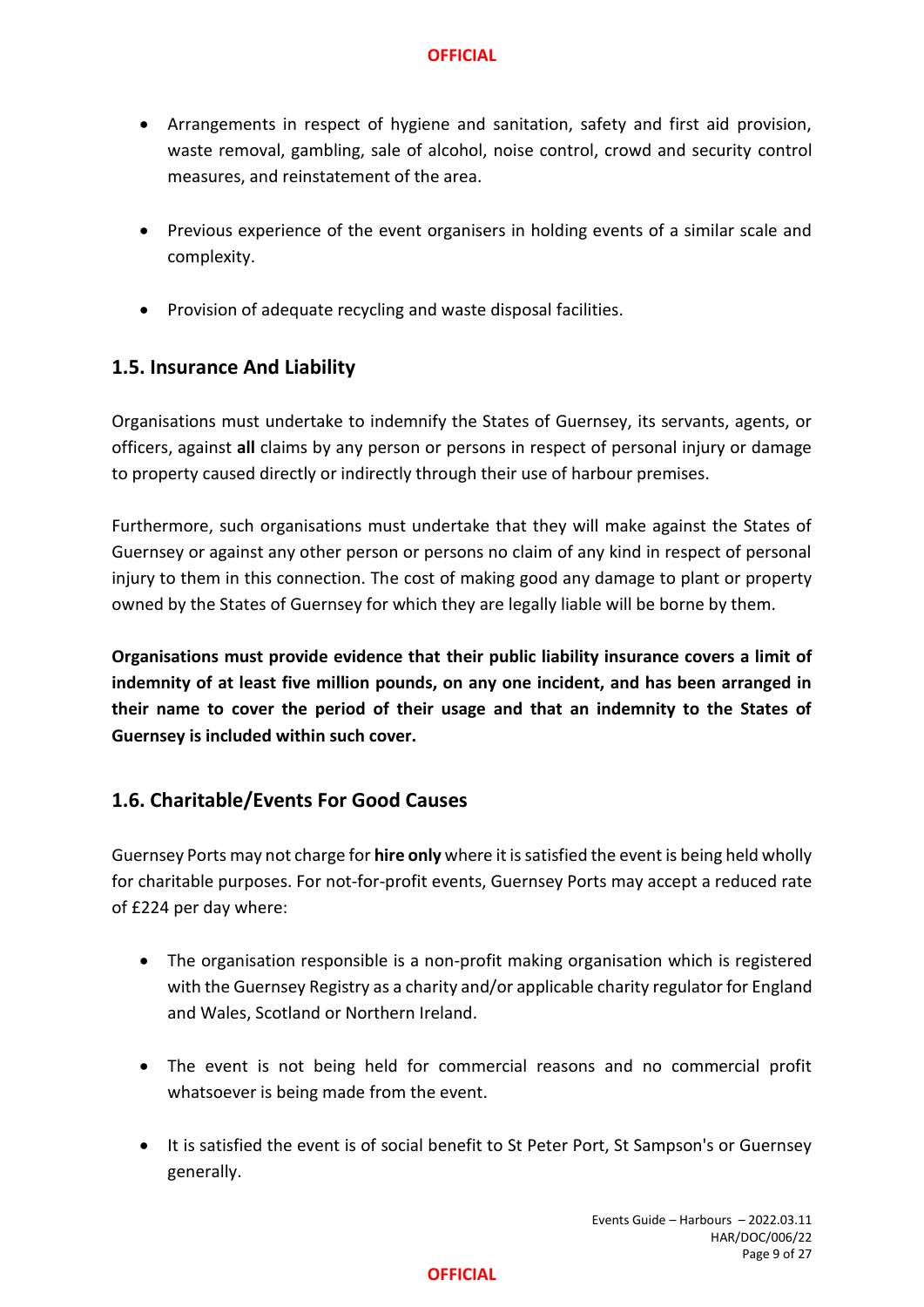- Arrangements in respect of hygiene and sanitation, safety and first aid provision, waste removal, gambling, sale of alcohol, noise control, crowd and security control measures, and reinstatement of the area.

- Previous experience of the event organisers in holding events of a similar scale and complexity.

- Provision of adequate recycling and waste disposal facilities.

## 1.5. Insurance And Liability

Organisations must undertake to indemnify the States of Guernsey, its servants, agents, or officers, against **all** claims by any person or persons in respect of personal injury or damage to property caused directly or indirectly through their use of harbour premises.

Furthermore, such organisations must undertake that they will make against the States of Guernsey or against any other person or persons no claim of any kind in respect of personal injury to them in this connection. The cost of making good any damage to plant or property owned by the States of Guernsey for which they are legally liable will be borne by them.

**Organisations must provide evidence that their public liability insurance covers a limit of indemnity of at least five million pounds, on any one incident, and has been arranged in their name to cover the period of their usage and that an indemnity to the States of Guernsey is included within such cover.**

## 1.6. Charitable/Events For Good Causes

Guernsey Ports may not charge for **hire only** where it is satisfied the event is being held wholly for charitable purposes. For not-for-profit events, Guernsey Ports may accept a reduced rate of £224 per day where:

- The organisation responsible is a non-profit making organisation which is registered with the Guernsey Registry as a charity and/or applicable charity regulator for England and Wales, Scotland or Northern Ireland.

- The event is not being held for commercial reasons and no commercial profit whatsoever is being made from the event.

- It is satisfied the event is of social benefit to St Peter Port, St Sampson's or Guernsey generally.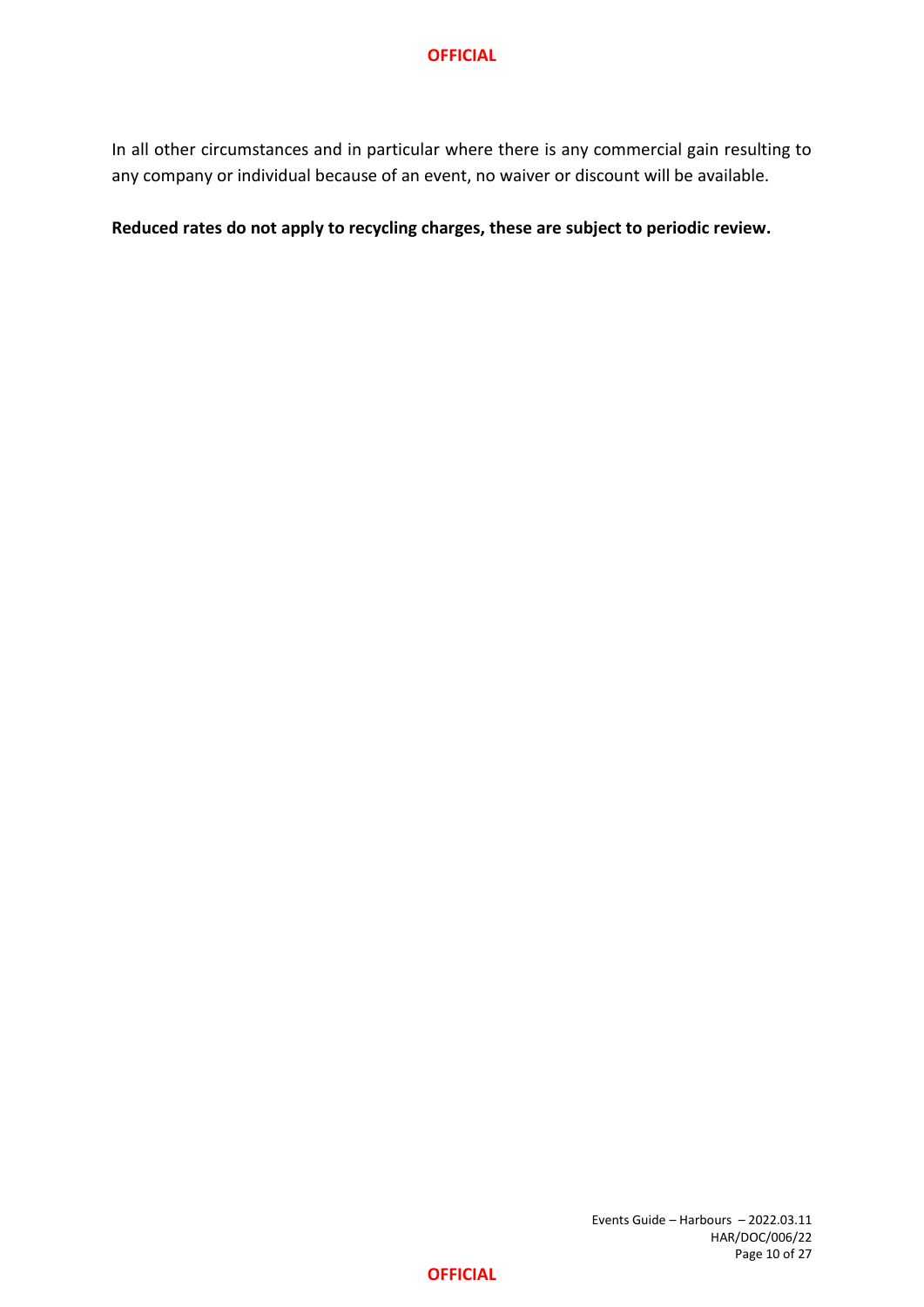In all other circumstances and in particular where there is any commercial gain resulting to any company or individual because of an event, no waiver or discount will be available.

**Reduced rates do not apply to recycling charges, these are subject to periodic review.**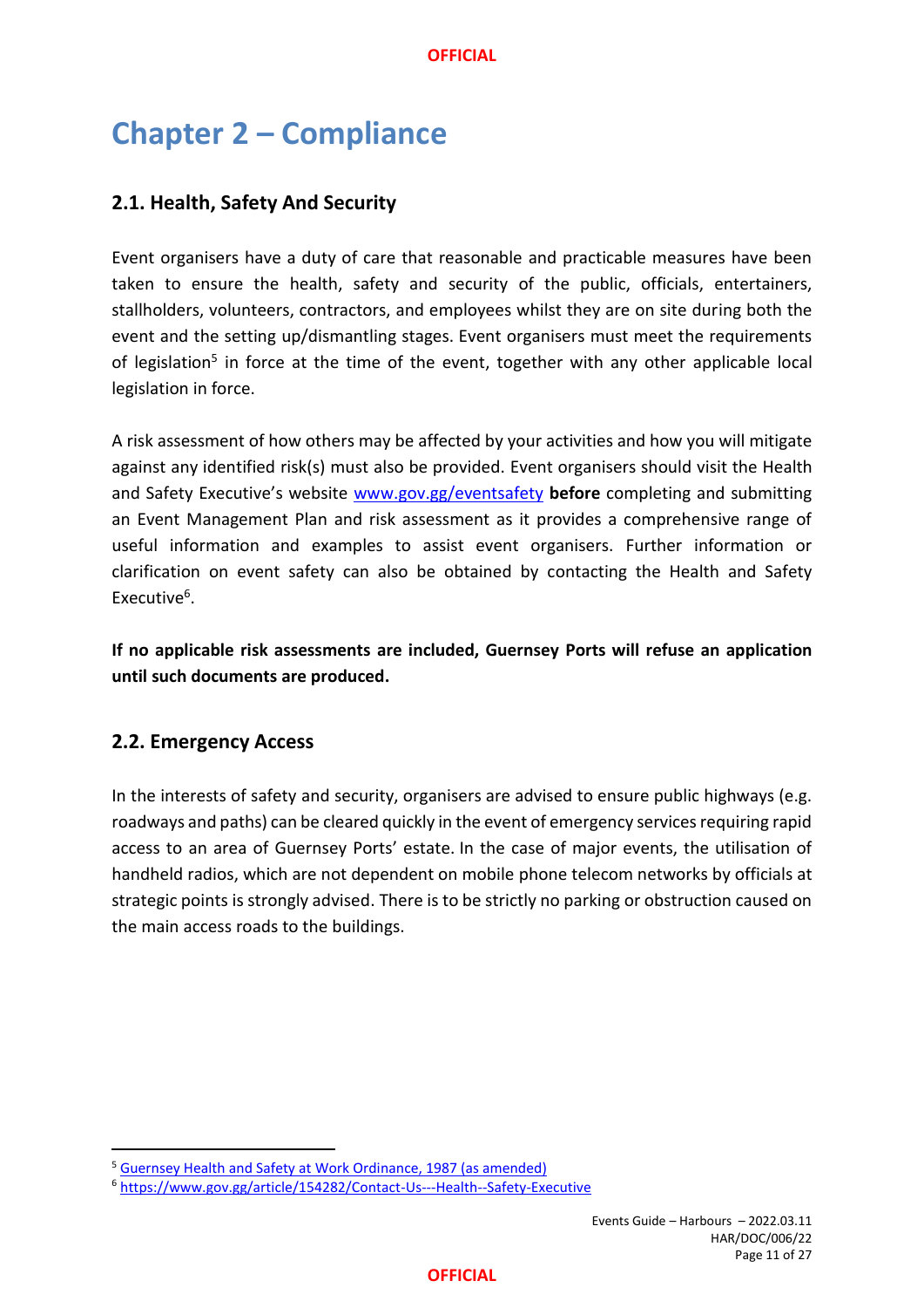# Chapter 2 – Compliance

## 2.1. Health, Safety And Security

Event organisers have a duty of care that reasonable and practicable measures have been taken to ensure the health, safety and security of the public, officials, entertainers, stallholders, volunteers, contractors, and employees whilst they are on site during both the event and the setting up/dismantling stages. Event organisers must meet the requirements of legislation[5] in force at the time of the event, together with any other applicable local legislation in force.

A risk assessment of how others may be affected by your activities and how you will mitigate against any identified risk(s) must also be provided. Event organisers should visit the Health and Safety Executive's website www.gov.gg/eventsafety **before** completing and submitting an Event Management Plan and risk assessment as it provides a comprehensive range of useful information and examples to assist event organisers. Further information or clarification on event safety can also be obtained by contacting the Health and Safety Executive[6].

**If no applicable risk assessments are included, Guernsey Ports will refuse an application until such documents are produced.**

## 2.2. Emergency Access

In the interests of safety and security, organisers are advised to ensure public highways (e.g. roadways and paths) can be cleared quickly in the event of emergency services requiring rapid access to an area of Guernsey Ports' estate. In the case of major events, the utilisation of handheld radios, which are not dependent on mobile phone telecom networks by officials at strategic points is strongly advised. There is to be strictly no parking or obstruction caused on the main access roads to the buildings.

[5] Guernsey Health and Safety at Work Ordinance, 1987 (as amended)

[6] https://www.gov.gg/article/154282/Contact-Us---Health--Safety-Executive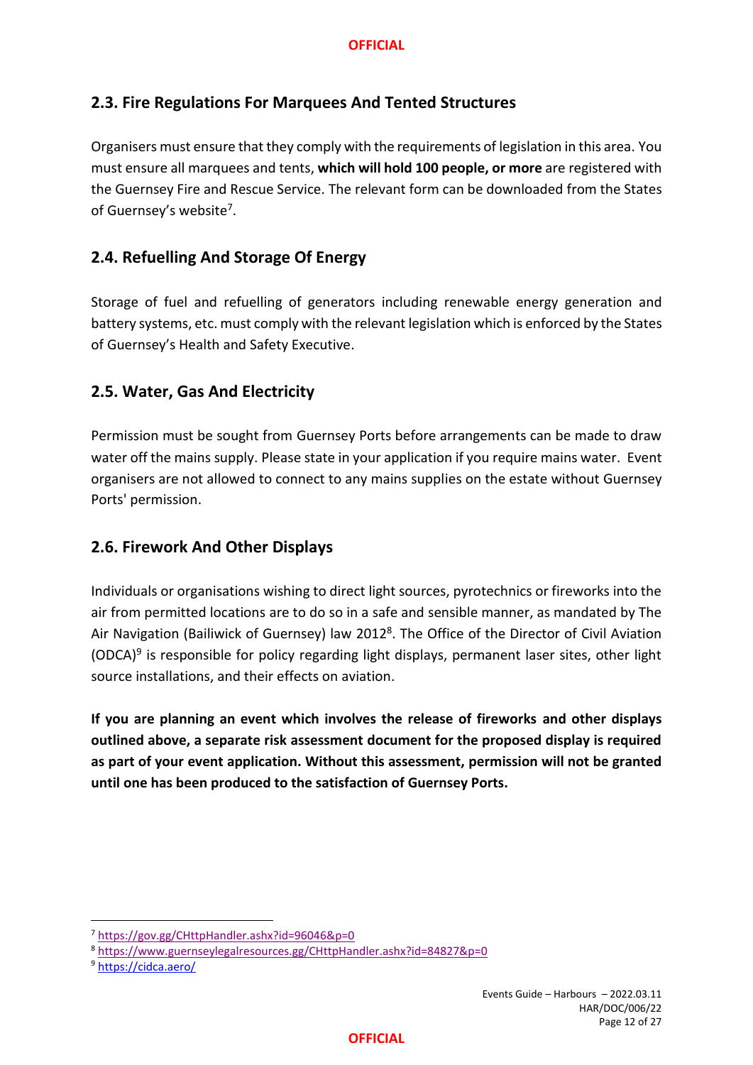## 2.3. Fire Regulations For Marquees And Tented Structures

Organisers must ensure that they comply with the requirements of legislation in this area. You must ensure all marquees and tents, **which will hold 100 people, or more** are registered with the Guernsey Fire and Rescue Service. The relevant form can be downloaded from the States of Guernsey's website[7].

## 2.4. Refuelling And Storage Of Energy

Storage of fuel and refuelling of generators including renewable energy generation and battery systems, etc. must comply with the relevant legislation which is enforced by the States of Guernsey's Health and Safety Executive.

## 2.5. Water, Gas And Electricity

Permission must be sought from Guernsey Ports before arrangements can be made to draw water off the mains supply. Please state in your application if you require mains water. Event organisers are not allowed to connect to any mains supplies on the estate without Guernsey Ports' permission.

## 2.6. Firework And Other Displays

Individuals or organisations wishing to direct light sources, pyrotechnics or fireworks into the air from permitted locations are to do so in a safe and sensible manner, as mandated by The Air Navigation (Bailiwick of Guernsey) law 2012[8]. The Office of the Director of Civil Aviation (ODCA)[9] is responsible for policy regarding light displays, permanent laser sites, other light source installations, and their effects on aviation.

**If you are planning an event which involves the release of fireworks and other displays outlined above, a separate risk assessment document for the proposed display is required as part of your event application. Without this assessment, permission will not be granted until one has been produced to the satisfaction of Guernsey Ports.**

---

[7] https://gov.gg/CHttpHandler.ashx?id=96046&p=0

[8] https://www.guernseylegalresources.gg/CHttpHandler.ashx?id=84827&p=0

[9] https://cidca.aero/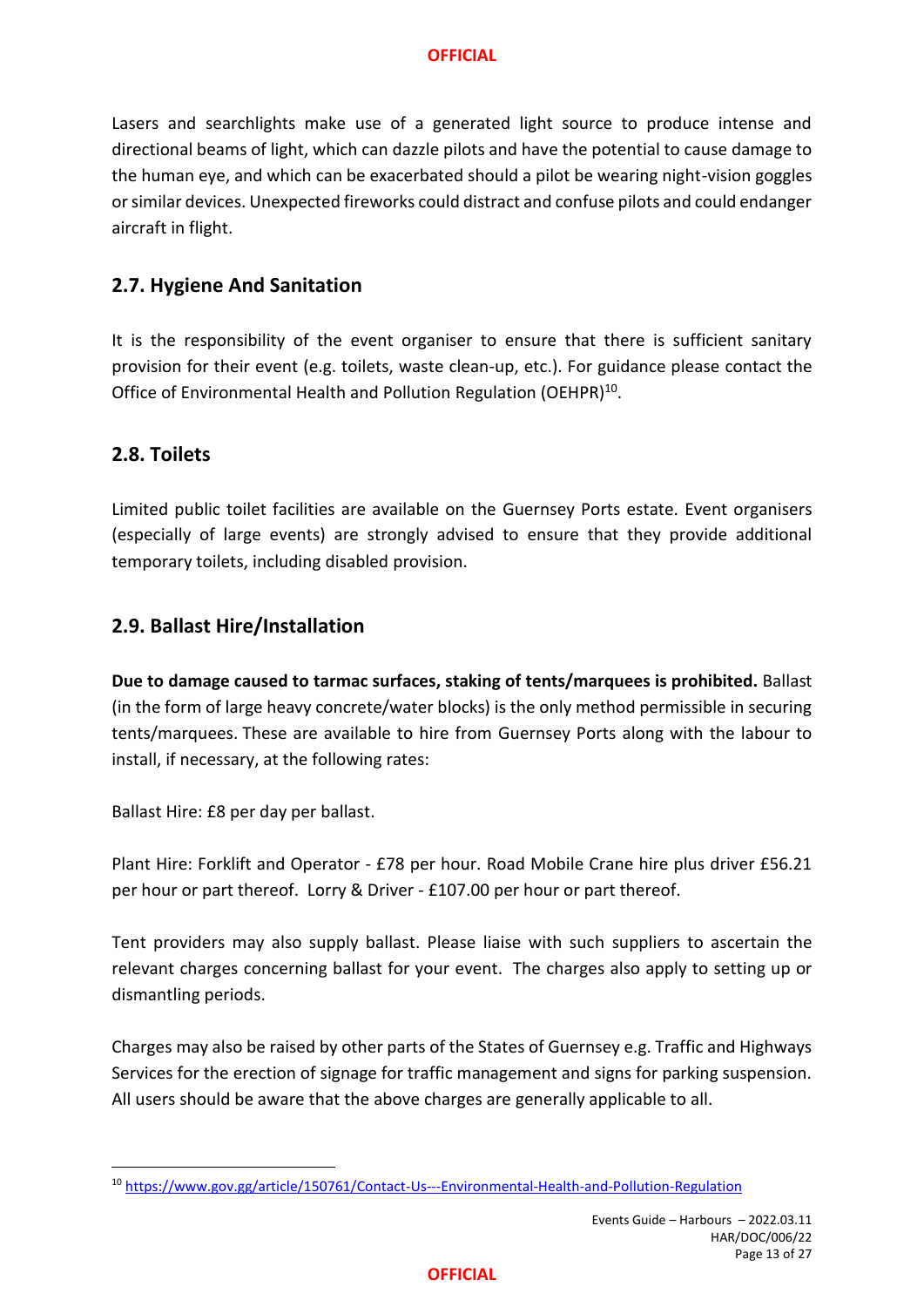Lasers and searchlights make use of a generated light source to produce intense and directional beams of light, which can dazzle pilots and have the potential to cause damage to the human eye, and which can be exacerbated should a pilot be wearing night-vision goggles or similar devices. Unexpected fireworks could distract and confuse pilots and could endanger aircraft in flight.

## 2.7. Hygiene And Sanitation

It is the responsibility of the event organiser to ensure that there is sufficient sanitary provision for their event (e.g. toilets, waste clean-up, etc.). For guidance please contact the Office of Environmental Health and Pollution Regulation (OEHPR)[10].

## 2.8. Toilets

Limited public toilet facilities are available on the Guernsey Ports estate. Event organisers (especially of large events) are strongly advised to ensure that they provide additional temporary toilets, including disabled provision.

## 2.9. Ballast Hire/Installation

**Due to damage caused to tarmac surfaces, staking of tents/marquees is prohibited.** Ballast (in the form of large heavy concrete/water blocks) is the only method permissible in securing tents/marquees. These are available to hire from Guernsey Ports along with the labour to install, if necessary, at the following rates:

Ballast Hire: £8 per day per ballast.

Plant Hire: Forklift and Operator - £78 per hour. Road Mobile Crane hire plus driver £56.21 per hour or part thereof. Lorry & Driver - £107.00 per hour or part thereof.

Tent providers may also supply ballast. Please liaise with such suppliers to ascertain the relevant charges concerning ballast for your event. The charges also apply to setting up or dismantling periods.

Charges may also be raised by other parts of the States of Guernsey e.g. Traffic and Highways Services for the erection of signage for traffic management and signs for parking suspension. All users should be aware that the above charges are generally applicable to all.

---

[10] https://www.gov.gg/article/150761/Contact-Us---Environmental-Health-and-Pollution-Regulation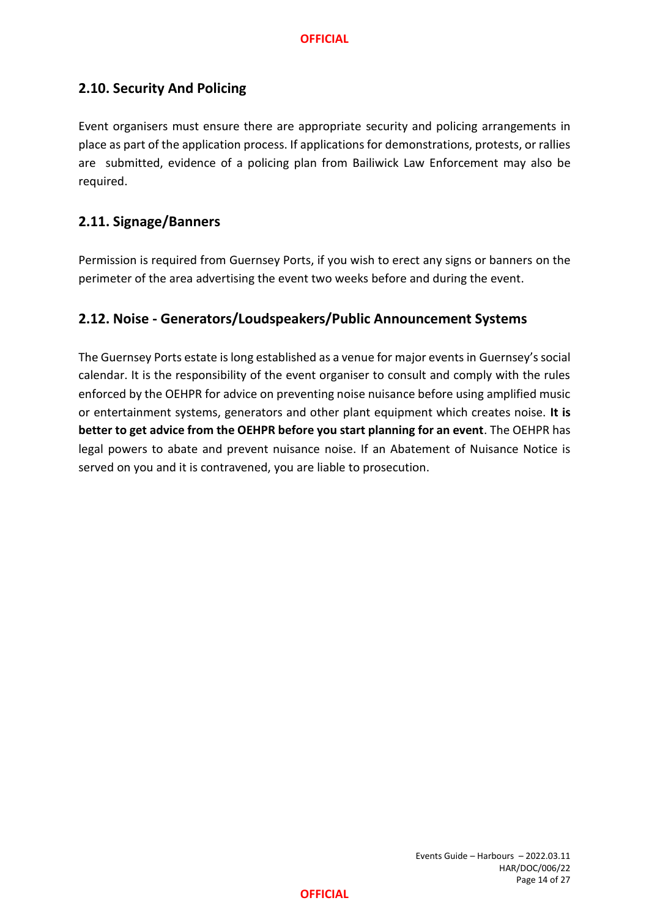## 2.10. Security And Policing

Event organisers must ensure there are appropriate security and policing arrangements in place as part of the application process. If applications for demonstrations, protests, or rallies are submitted, evidence of a policing plan from Bailiwick Law Enforcement may also be required.

## 2.11. Signage/Banners

Permission is required from Guernsey Ports, if you wish to erect any signs or banners on the perimeter of the area advertising the event two weeks before and during the event.

## 2.12. Noise - Generators/Loudspeakers/Public Announcement Systems

The Guernsey Ports estate is long established as a venue for major events in Guernsey's social calendar. It is the responsibility of the event organiser to consult and comply with the rules enforced by the OEHPR for advice on preventing noise nuisance before using amplified music or entertainment systems, generators and other plant equipment which creates noise. **It is better to get advice from the OEHPR before you start planning for an event**. The OEHPR has legal powers to abate and prevent nuisance noise. If an Abatement of Nuisance Notice is served on you and it is contravened, you are liable to prosecution.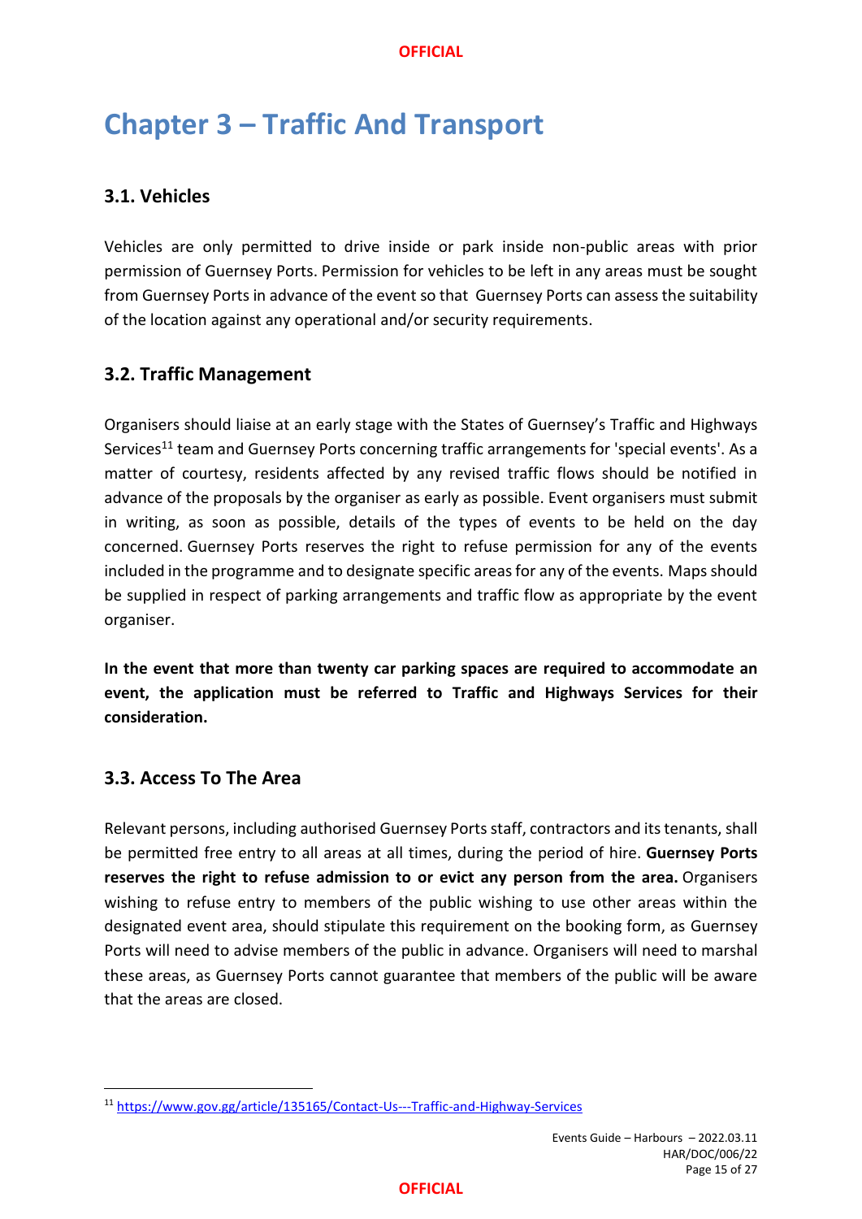# Chapter 3 – Traffic And Transport

## 3.1. Vehicles

Vehicles are only permitted to drive inside or park inside non-public areas with prior permission of Guernsey Ports. Permission for vehicles to be left in any areas must be sought from Guernsey Ports in advance of the event so that Guernsey Ports can assess the suitability of the location against any operational and/or security requirements.

## 3.2. Traffic Management

Organisers should liaise at an early stage with the States of Guernsey's Traffic and Highways Services[11] team and Guernsey Ports concerning traffic arrangements for 'special events'. As a matter of courtesy, residents affected by any revised traffic flows should be notified in advance of the proposals by the organiser as early as possible. Event organisers must submit in writing, as soon as possible, details of the types of events to be held on the day concerned. Guernsey Ports reserves the right to refuse permission for any of the events included in the programme and to designate specific areas for any of the events. Maps should be supplied in respect of parking arrangements and traffic flow as appropriate by the event organiser.

**In the event that more than twenty car parking spaces are required to accommodate an event, the application must be referred to Traffic and Highways Services for their consideration.**

## 3.3. Access To The Area

Relevant persons, including authorised Guernsey Ports staff, contractors and its tenants, shall be permitted free entry to all areas at all times, during the period of hire. **Guernsey Ports reserves the right to refuse admission to or evict any person from the area.** Organisers wishing to refuse entry to members of the public wishing to use other areas within the designated event area, should stipulate this requirement on the booking form, as Guernsey Ports will need to advise members of the public in advance. Organisers will need to marshal these areas, as Guernsey Ports cannot guarantee that members of the public will be aware that the areas are closed.

---

[11] https://www.gov.gg/article/135165/Contact-Us---Traffic-and-Highway-Services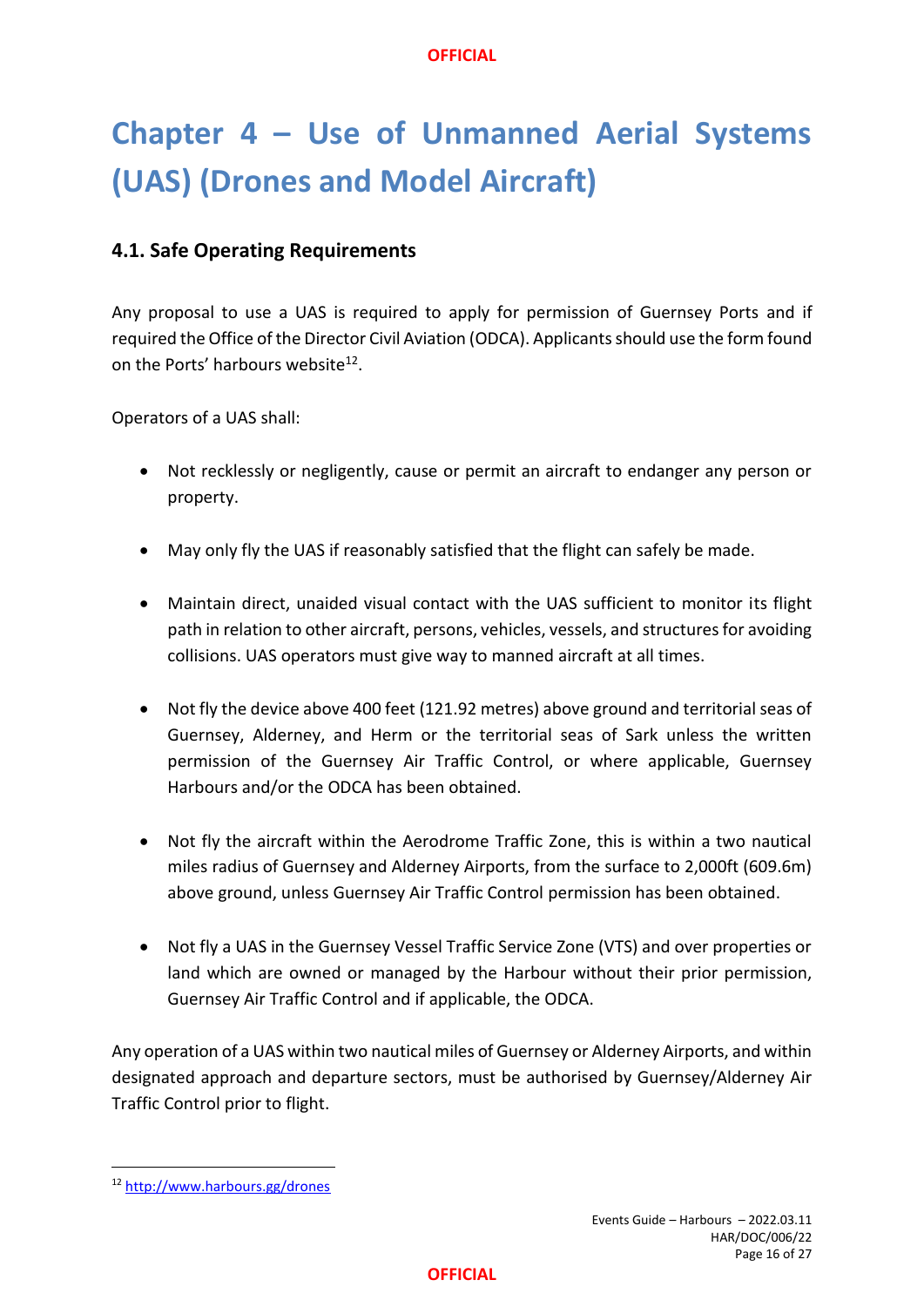# Chapter 4 – Use of Unmanned Aerial Systems (UAS) (Drones and Model Aircraft)

## 4.1. Safe Operating Requirements

Any proposal to use a UAS is required to apply for permission of Guernsey Ports and if required the Office of the Director Civil Aviation (ODCA). Applicants should use the form found on the Ports' harbours website[12].

Operators of a UAS shall:

- Not recklessly or negligently, cause or permit an aircraft to endanger any person or property.
- May only fly the UAS if reasonably satisfied that the flight can safely be made.
- Maintain direct, unaided visual contact with the UAS sufficient to monitor its flight path in relation to other aircraft, persons, vehicles, vessels, and structures for avoiding collisions. UAS operators must give way to manned aircraft at all times.
- Not fly the device above 400 feet (121.92 metres) above ground and territorial seas of Guernsey, Alderney, and Herm or the territorial seas of Sark unless the written permission of the Guernsey Air Traffic Control, or where applicable, Guernsey Harbours and/or the ODCA has been obtained.
- Not fly the aircraft within the Aerodrome Traffic Zone, this is within a two nautical miles radius of Guernsey and Alderney Airports, from the surface to 2,000ft (609.6m) above ground, unless Guernsey Air Traffic Control permission has been obtained.
- Not fly a UAS in the Guernsey Vessel Traffic Service Zone (VTS) and over properties or land which are owned or managed by the Harbour without their prior permission, Guernsey Air Traffic Control and if applicable, the ODCA.

Any operation of a UAS within two nautical miles of Guernsey or Alderney Airports, and within designated approach and departure sectors, must be authorised by Guernsey/Alderney Air Traffic Control prior to flight.

[12] http://www.harbours.gg/drones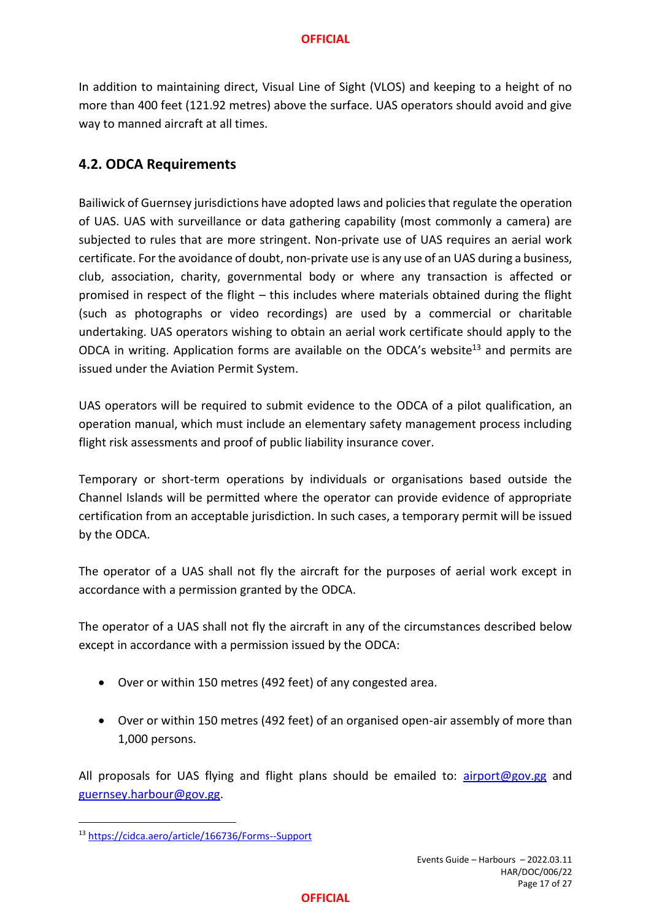In addition to maintaining direct, Visual Line of Sight (VLOS) and keeping to a height of no more than 400 feet (121.92 metres) above the surface. UAS operators should avoid and give way to manned aircraft at all times.

## 4.2. ODCA Requirements

Bailiwick of Guernsey jurisdictions have adopted laws and policies that regulate the operation of UAS. UAS with surveillance or data gathering capability (most commonly a camera) are subjected to rules that are more stringent. Non-private use of UAS requires an aerial work certificate. For the avoidance of doubt, non-private use is any use of an UAS during a business, club, association, charity, governmental body or where any transaction is affected or promised in respect of the flight – this includes where materials obtained during the flight (such as photographs or video recordings) are used by a commercial or charitable undertaking. UAS operators wishing to obtain an aerial work certificate should apply to the ODCA in writing. Application forms are available on the ODCA's website[13] and permits are issued under the Aviation Permit System.

UAS operators will be required to submit evidence to the ODCA of a pilot qualification, an operation manual, which must include an elementary safety management process including flight risk assessments and proof of public liability insurance cover.

Temporary or short-term operations by individuals or organisations based outside the Channel Islands will be permitted where the operator can provide evidence of appropriate certification from an acceptable jurisdiction. In such cases, a temporary permit will be issued by the ODCA.

The operator of a UAS shall not fly the aircraft for the purposes of aerial work except in accordance with a permission granted by the ODCA.

The operator of a UAS shall not fly the aircraft in any of the circumstances described below except in accordance with a permission issued by the ODCA:

- Over or within 150 metres (492 feet) of any congested area.
- Over or within 150 metres (492 feet) of an organised open-air assembly of more than 1,000 persons.

All proposals for UAS flying and flight plans should be emailed to: airport@gov.gg and guernsey.harbour@gov.gg.

[13] https://cidca.aero/article/166736/Forms--Support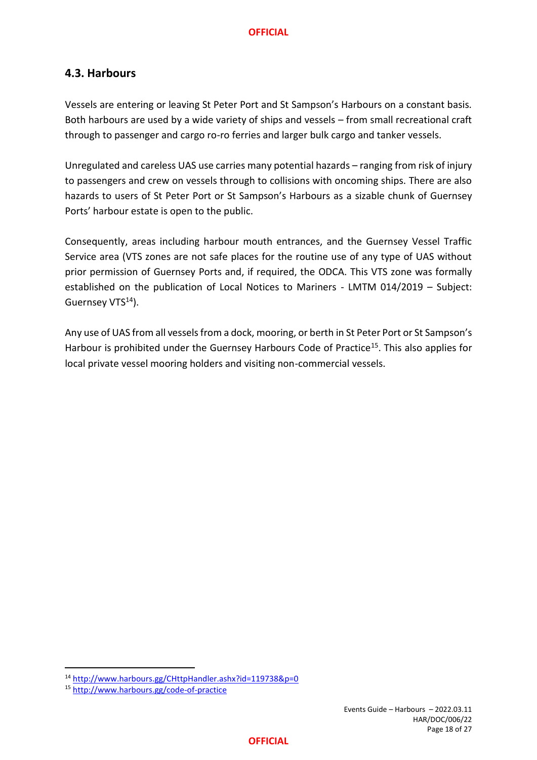## 4.3. Harbours

Vessels are entering or leaving St Peter Port and St Sampson's Harbours on a constant basis. Both harbours are used by a wide variety of ships and vessels – from small recreational craft through to passenger and cargo ro-ro ferries and larger bulk cargo and tanker vessels.

Unregulated and careless UAS use carries many potential hazards – ranging from risk of injury to passengers and crew on vessels through to collisions with oncoming ships. There are also hazards to users of St Peter Port or St Sampson's Harbours as a sizable chunk of Guernsey Ports' harbour estate is open to the public.

Consequently, areas including harbour mouth entrances, and the Guernsey Vessel Traffic Service area (VTS zones are not safe places for the routine use of any type of UAS without prior permission of Guernsey Ports and, if required, the ODCA. This VTS zone was formally established on the publication of Local Notices to Mariners - LMTM 014/2019 – Subject: Guernsey VTS[14]).

Any use of UAS from all vessels from a dock, mooring, or berth in St Peter Port or St Sampson's Harbour is prohibited under the Guernsey Harbours Code of Practice[15]. This also applies for local private vessel mooring holders and visiting non-commercial vessels.

[14] http://www.harbours.gg/CHttpHandler.ashx?id=119738&p=0

[15] http://www.harbours.gg/code-of-practice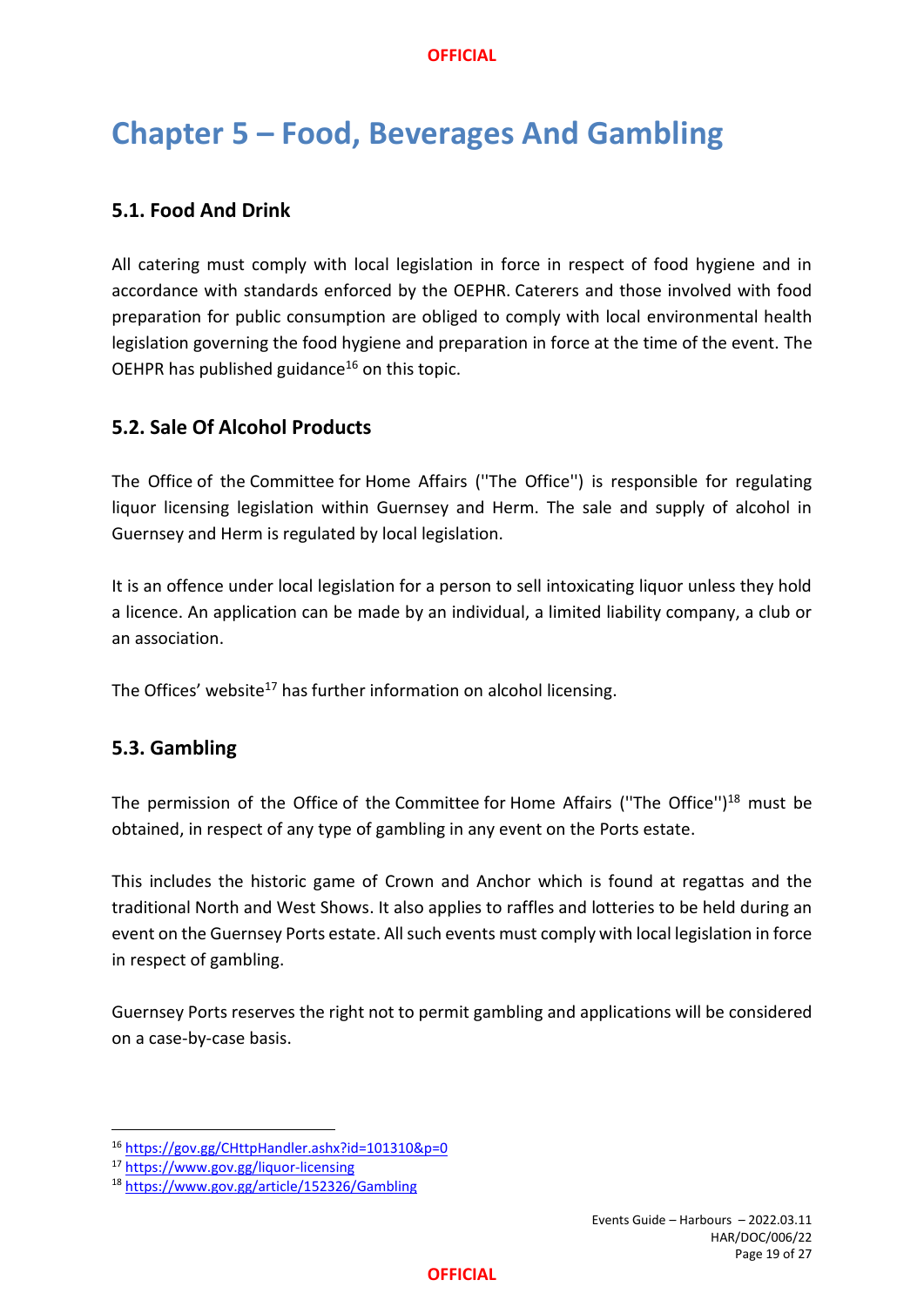# Chapter 5 – Food, Beverages And Gambling

## 5.1. Food And Drink

All catering must comply with local legislation in force in respect of food hygiene and in accordance with standards enforced by the OEPHR. Caterers and those involved with food preparation for public consumption are obliged to comply with local environmental health legislation governing the food hygiene and preparation in force at the time of the event. The OEHPR has published guidance[16] on this topic.

## 5.2. Sale Of Alcohol Products

The Office of the Committee for Home Affairs (''The Office'') is responsible for regulating liquor licensing legislation within Guernsey and Herm. The sale and supply of alcohol in Guernsey and Herm is regulated by local legislation.

It is an offence under local legislation for a person to sell intoxicating liquor unless they hold a licence. An application can be made by an individual, a limited liability company, a club or an association.

The Offices' website[17] has further information on alcohol licensing.

## 5.3. Gambling

The permission of the Office of the Committee for Home Affairs (''The Office'')[18] must be obtained, in respect of any type of gambling in any event on the Ports estate.

This includes the historic game of Crown and Anchor which is found at regattas and the traditional North and West Shows. It also applies to raffles and lotteries to be held during an event on the Guernsey Ports estate. All such events must comply with local legislation in force in respect of gambling.

Guernsey Ports reserves the right not to permit gambling and applications will be considered on a case-by-case basis.

---

[16] https://gov.gg/CHttpHandler.ashx?id=101310&p=0
[17] https://www.gov.gg/liquor-licensing
[18] https://www.gov.gg/article/152326/Gambling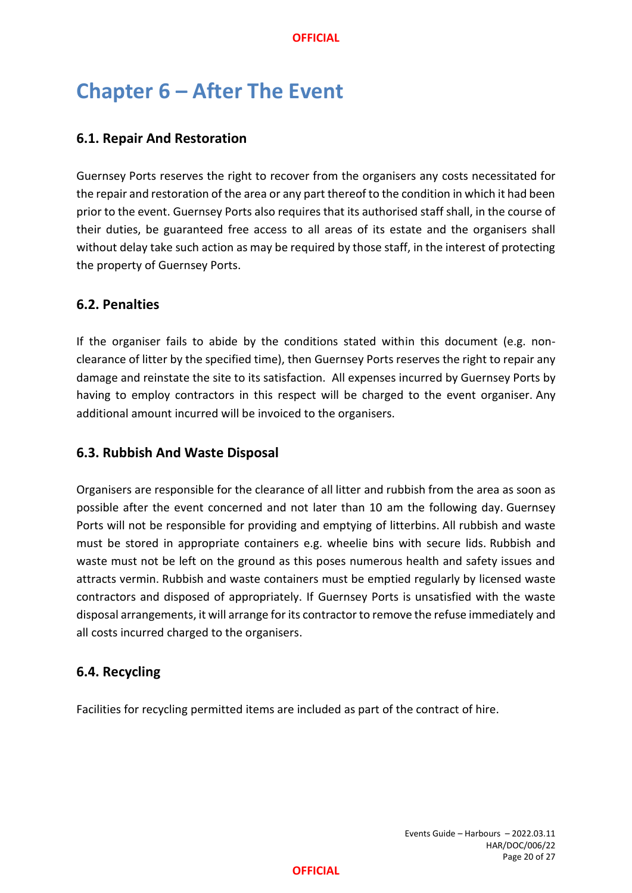# Chapter 6 – After The Event

## 6.1. Repair And Restoration

Guernsey Ports reserves the right to recover from the organisers any costs necessitated for the repair and restoration of the area or any part thereof to the condition in which it had been prior to the event. Guernsey Ports also requires that its authorised staff shall, in the course of their duties, be guaranteed free access to all areas of its estate and the organisers shall without delay take such action as may be required by those staff, in the interest of protecting the property of Guernsey Ports.

## 6.2. Penalties

If the organiser fails to abide by the conditions stated within this document (e.g. non-clearance of litter by the specified time), then Guernsey Ports reserves the right to repair any damage and reinstate the site to its satisfaction. All expenses incurred by Guernsey Ports by having to employ contractors in this respect will be charged to the event organiser. Any additional amount incurred will be invoiced to the organisers.

## 6.3. Rubbish And Waste Disposal

Organisers are responsible for the clearance of all litter and rubbish from the area as soon as possible after the event concerned and not later than 10 am the following day. Guernsey Ports will not be responsible for providing and emptying of litterbins. All rubbish and waste must be stored in appropriate containers e.g. wheelie bins with secure lids. Rubbish and waste must not be left on the ground as this poses numerous health and safety issues and attracts vermin. Rubbish and waste containers must be emptied regularly by licensed waste contractors and disposed of appropriately. If Guernsey Ports is unsatisfied with the waste disposal arrangements, it will arrange for its contractor to remove the refuse immediately and all costs incurred charged to the organisers.

## 6.4. Recycling

Facilities for recycling permitted items are included as part of the contract of hire.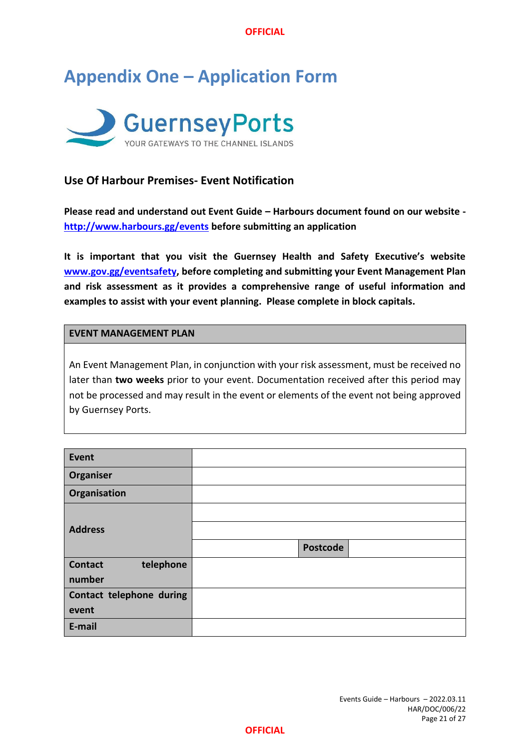# Appendix One – Application Form

GuernseyPorts

YOUR GATEWAYS TO THE CHANNEL ISLANDS

### Use Of Harbour Premises- Event Notification

**Please read and understand out Event Guide – Harbours document found on our website - http://www.harbours.gg/events before submitting an application**

**It is important that you visit the Guernsey Health and Safety Executive's website www.gov.gg/eventsafety, before completing and submitting your Event Management Plan and risk assessment as it provides a comprehensive range of useful information and examples to assist with your event planning. Please complete in block capitals.**

| EVENT MANAGEMENT PLAN |
|---|
| An Event Management Plan, in conjunction with your risk assessment, must be received no later than **two weeks** prior to your event. Documentation received after this period may not be processed and may result in the event or elements of the event not being approved by Guernsey Ports. |

| | | | |
|---|---|---|---|
| **Event** | | | |
| **Organiser** | | | |
| **Organisation** | | | |
| **Address** | | | |
| | | | |
| | | **Postcode** | |
| **Contact telephone number** | | | |
| **Contact telephone during event** | | | |
| **E-mail** | | | |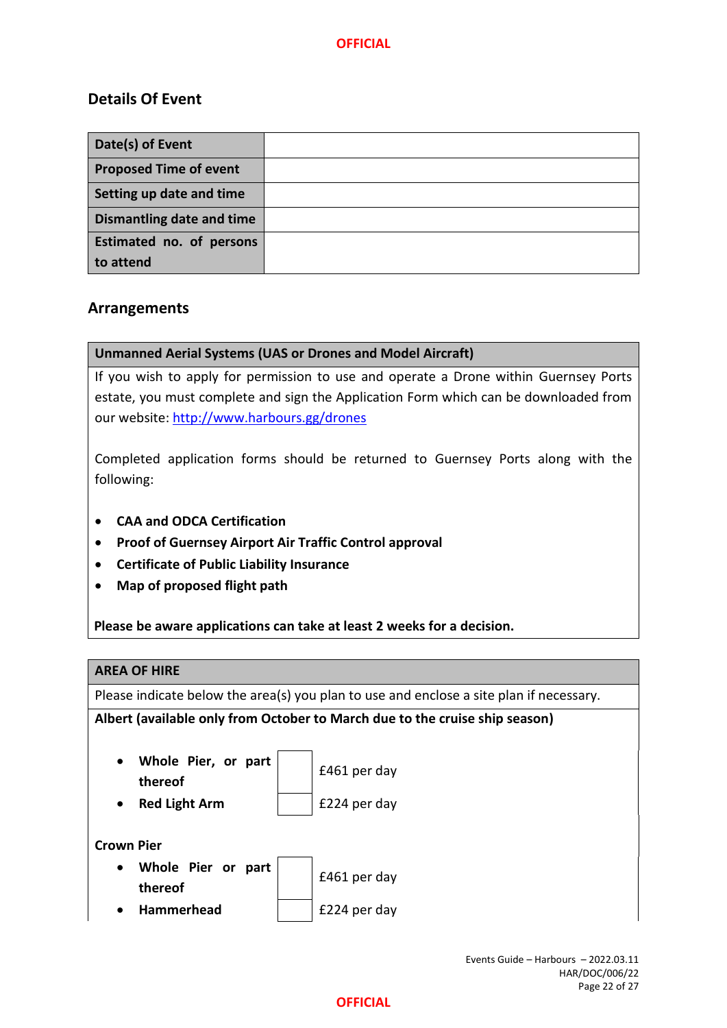## Details Of Event

| | |
|---|---|
| **Date(s) of Event** | |
| **Proposed Time of event** | |
| **Setting up date and time** | |
| **Dismantling date and time** | |
| **Estimated no. of persons to attend** | |

## Arrangements

| **Unmanned Aerial Systems (UAS or Drones and Model Aircraft)** |
|---|
| If you wish to apply for permission to use and operate a Drone within Guernsey Ports estate, you must complete and sign the Application Form which can be downloaded from our website: [http://www.harbours.gg/drones](http://www.harbours.gg/drones) <br><br> Completed application forms should be returned to Guernsey Ports along with the following: <br><br> • **CAA and ODCA Certification** <br> • **Proof of Guernsey Airport Air Traffic Control approval** <br> • **Certificate of Public Liability Insurance** <br> • **Map of proposed flight path** <br><br> **Please be aware applications can take at least 2 weeks for a decision.** |

**AREA OF HIRE**

Please indicate below the area(s) you plan to use and enclose a site plan if necessary.

**Albert (available only from October to March due to the cruise ship season)**

| | | |
|---|---|---|
| • **Whole Pier, or part thereof** | | £461 per day |
| • **Red Light Arm** | | £224 per day |

**Crown Pier**

| | | |
|---|---|---|
| • **Whole Pier or part thereof** | | £461 per day |
| • **Hammerhead** | | £224 per day |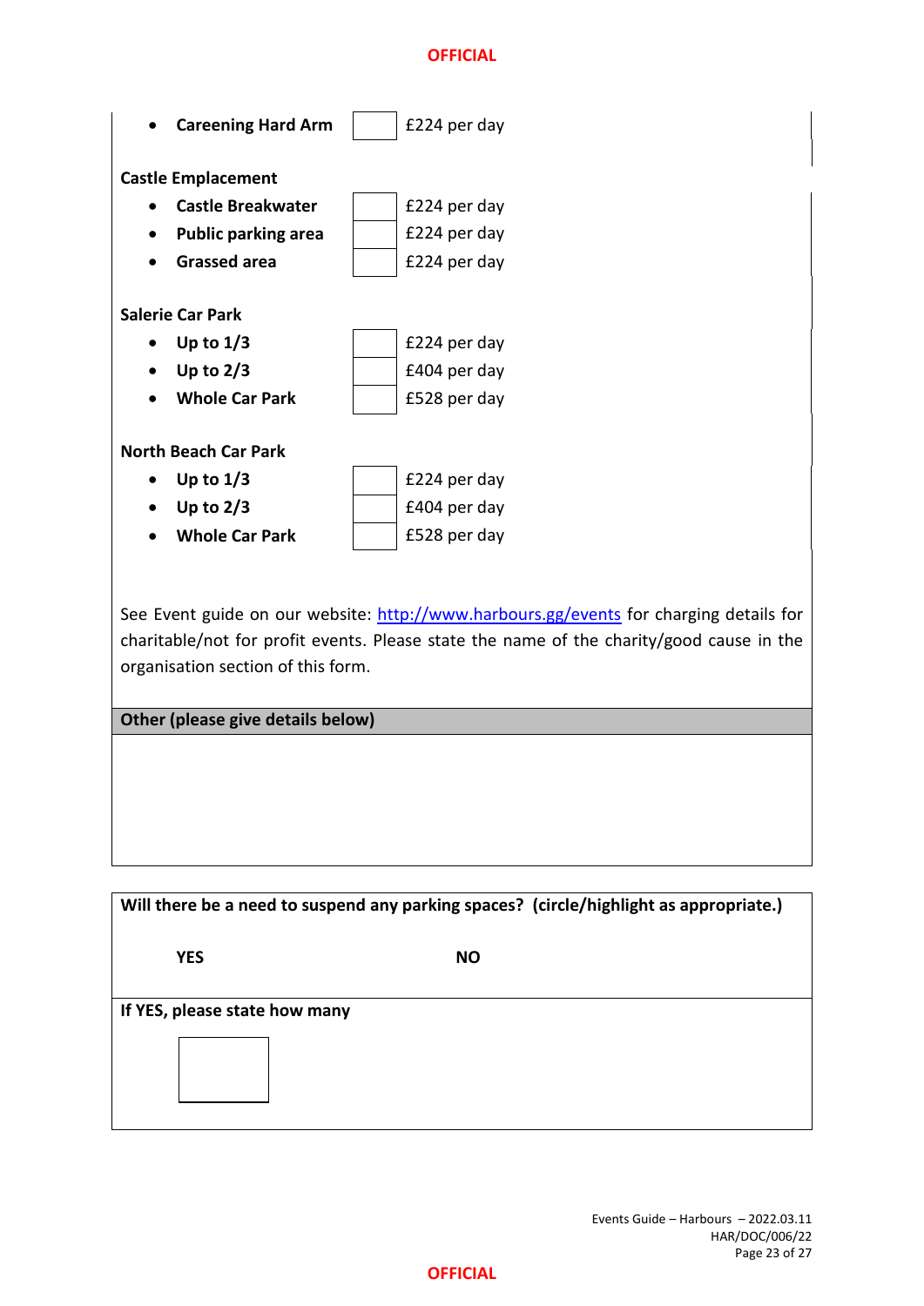- **Careening Hard Arm** ☐ £224 per day

**Castle Emplacement**

- **Castle Breakwater** ☐ £224 per day
- **Public parking area** ☐ £224 per day
- **Grassed area** ☐ £224 per day

**Salerie Car Park**

- **Up to 1/3** ☐ £224 per day
- **Up to 2/3** ☐ £404 per day
- **Whole Car Park** ☐ £528 per day

**North Beach Car Park**

- **Up to 1/3** ☐ £224 per day
- **Up to 2/3** ☐ £404 per day
- **Whole Car Park** ☐ £528 per day

See Event guide on our website: [http://www.harbours.gg/events](http://www.harbours.gg/events) for charging details for charitable/not for profit events. Please state the name of the charity/good cause in the organisation section of this form.

**Other (please give details below)**

**Will there be a need to suspend any parking spaces? (circle/highlight as appropriate.)**

**YES** **NO**

**If YES, please state how many**

☐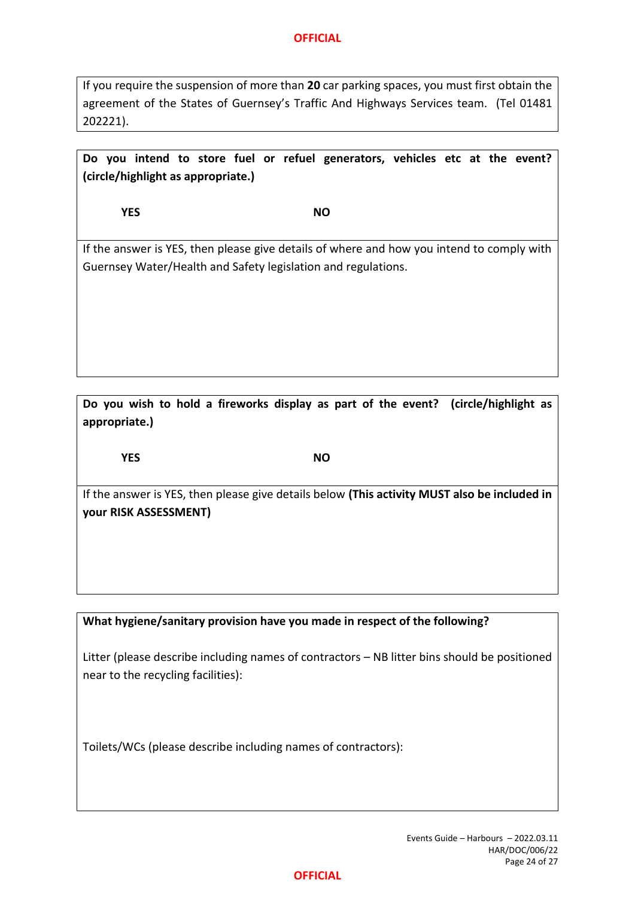If you require the suspension of more than **20** car parking spaces, you must first obtain the agreement of the States of Guernsey's Traffic And Highways Services team. (Tel 01481 202221).

**Do you intend to store fuel or refuel generators, vehicles etc at the event? (circle/highlight as appropriate.)**

**YES** **NO**

If the answer is YES, then please give details of where and how you intend to comply with Guernsey Water/Health and Safety legislation and regulations.

**Do you wish to hold a fireworks display as part of the event? (circle/highlight as appropriate.)**

**YES** **NO**

If the answer is YES, then please give details below **(This activity MUST also be included in your RISK ASSESSMENT)**

**What hygiene/sanitary provision have you made in respect of the following?**

Litter (please describe including names of contractors – NB litter bins should be positioned near to the recycling facilities):

Toilets/WCs (please describe including names of contractors):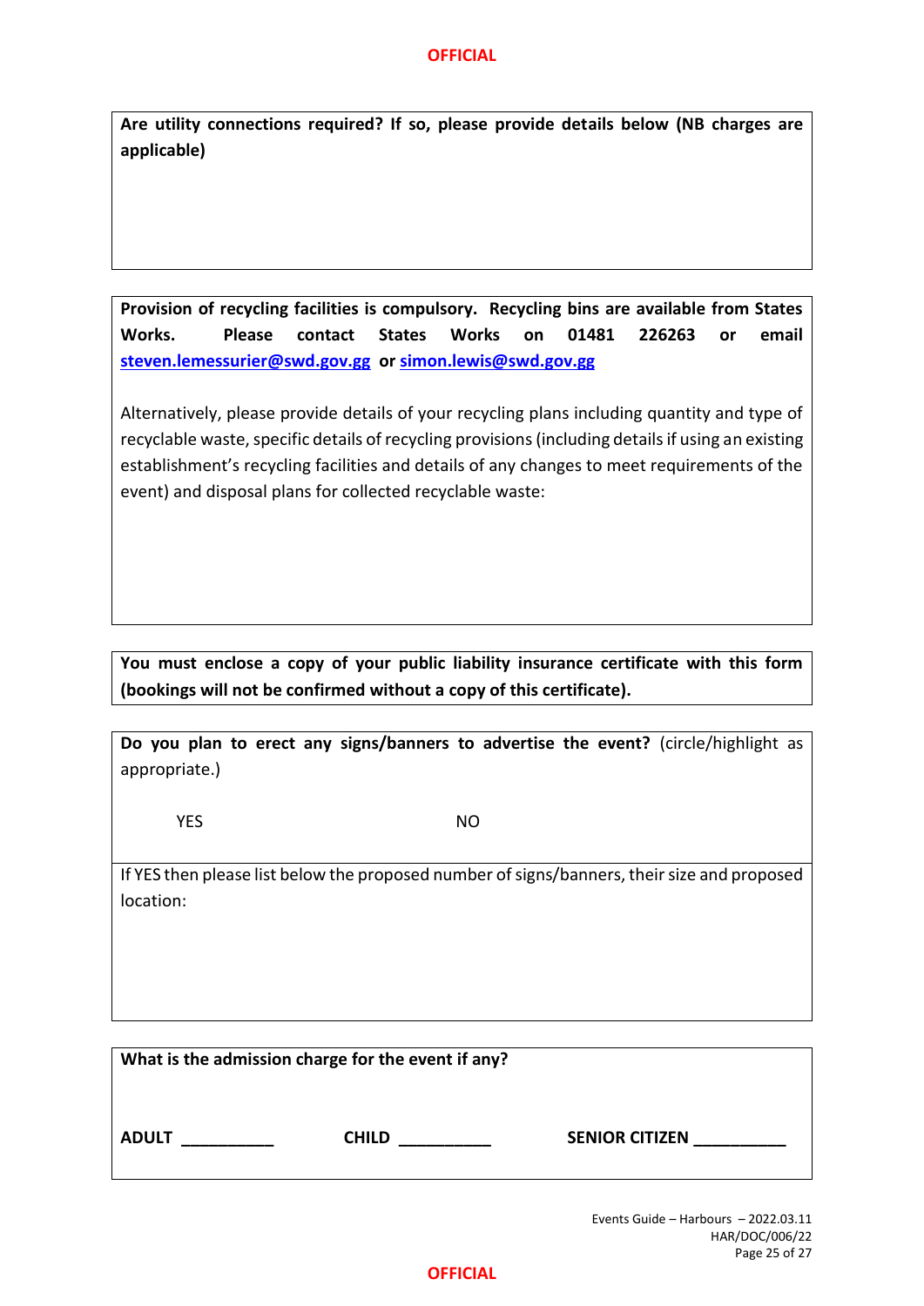**Are utility connections required? If so, please provide details below (NB charges are applicable)**

**Provision of recycling facilities is compulsory. Recycling bins are available from States Works. Please contact States Works on 01481 226263 or email [steven.lemessurier@swd.gov.gg](mailto:steven.lemessurier@swd.gov.gg) or [simon.lewis@swd.gov.gg](mailto:simon.lewis@swd.gov.gg)**

Alternatively, please provide details of your recycling plans including quantity and type of recyclable waste, specific details of recycling provisions (including details if using an existing establishment's recycling facilities and details of any changes to meet requirements of the event) and disposal plans for collected recyclable waste:

**You must enclose a copy of your public liability insurance certificate with this form (bookings will not be confirmed without a copy of this certificate).**

**Do you plan to erect any signs/banners to advertise the event?** (circle/highlight as appropriate.)

YES NO

If YES then please list below the proposed number of signs/banners, their size and proposed location:

**What is the admission charge for the event if any?**

**ADULT** __________ **CHILD** __________ **SENIOR CITIZEN** __________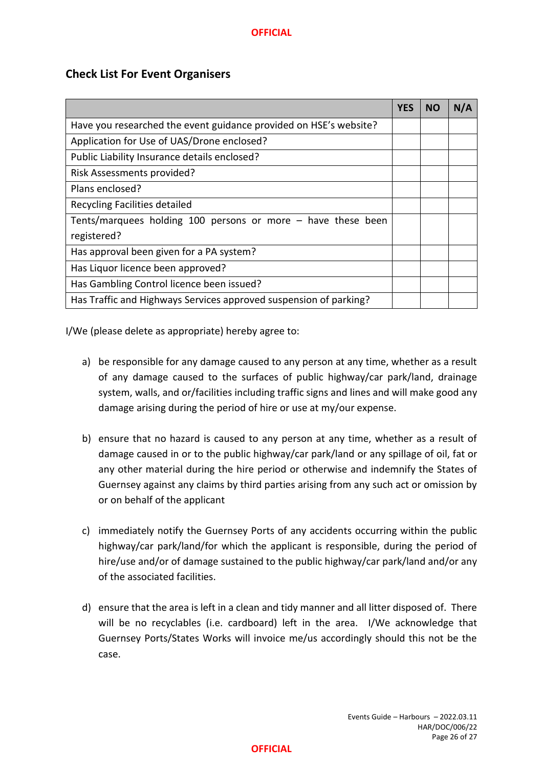## Check List For Event Organisers

| | YES | NO | N/A |
|---|---|---|---|
| Have you researched the event guidance provided on HSE's website? | | | |
| Application for Use of UAS/Drone enclosed? | | | |
| Public Liability Insurance details enclosed? | | | |
| Risk Assessments provided? | | | |
| Plans enclosed? | | | |
| Recycling Facilities detailed | | | |
| Tents/marquees holding 100 persons or more – have these been registered? | | | |
| Has approval been given for a PA system? | | | |
| Has Liquor licence been approved? | | | |
| Has Gambling Control licence been issued? | | | |
| Has Traffic and Highways Services approved suspension of parking? | | | |

I/We (please delete as appropriate) hereby agree to:

a) be responsible for any damage caused to any person at any time, whether as a result of any damage caused to the surfaces of public highway/car park/land, drainage system, walls, and or/facilities including traffic signs and lines and will make good any damage arising during the period of hire or use at my/our expense.

b) ensure that no hazard is caused to any person at any time, whether as a result of damage caused in or to the public highway/car park/land or any spillage of oil, fat or any other material during the hire period or otherwise and indemnify the States of Guernsey against any claims by third parties arising from any such act or omission by or on behalf of the applicant

c) immediately notify the Guernsey Ports of any accidents occurring within the public highway/car park/land/for which the applicant is responsible, during the period of hire/use and/or of damage sustained to the public highway/car park/land and/or any of the associated facilities.

d) ensure that the area is left in a clean and tidy manner and all litter disposed of. There will be no recyclables (i.e. cardboard) left in the area. I/We acknowledge that Guernsey Ports/States Works will invoice me/us accordingly should this not be the case.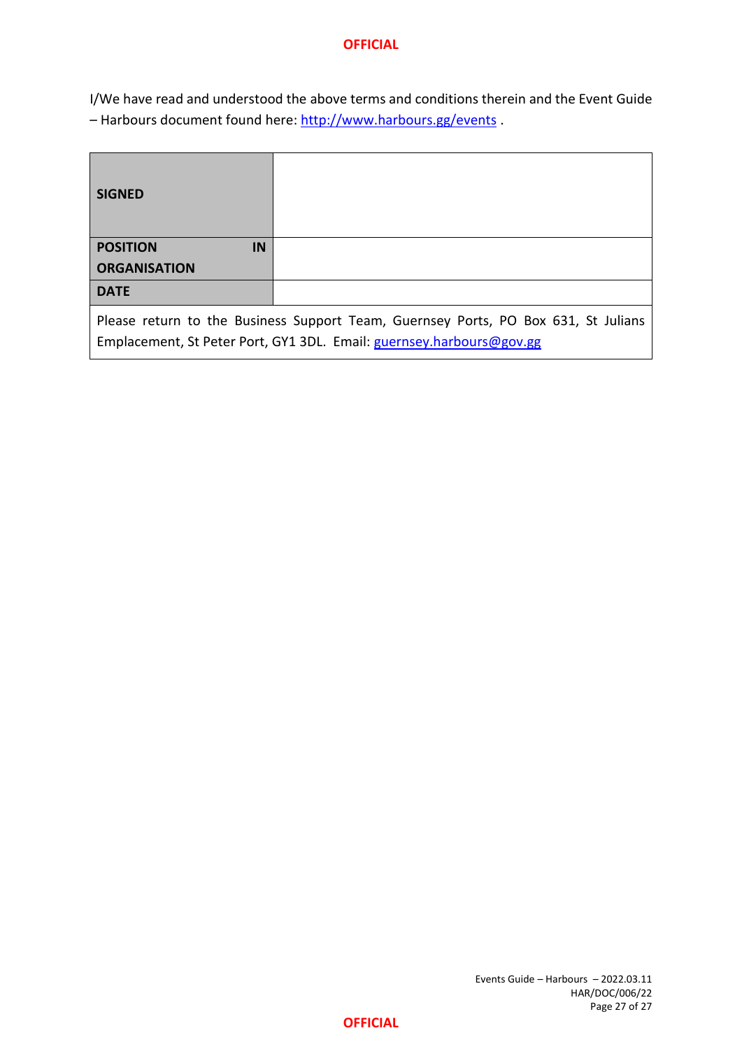I/We have read and understood the above terms and conditions therein and the Event Guide – Harbours document found here: http://www.harbours.gg/events .

| | |
|---|---|
| **SIGNED** | |
| **POSITION IN ORGANISATION** | |
| **DATE** | |
| Please return to the Business Support Team, Guernsey Ports, PO Box 631, St Julians Emplacement, St Peter Port, GY1 3DL. Email: guernsey.harbours@gov.gg | |